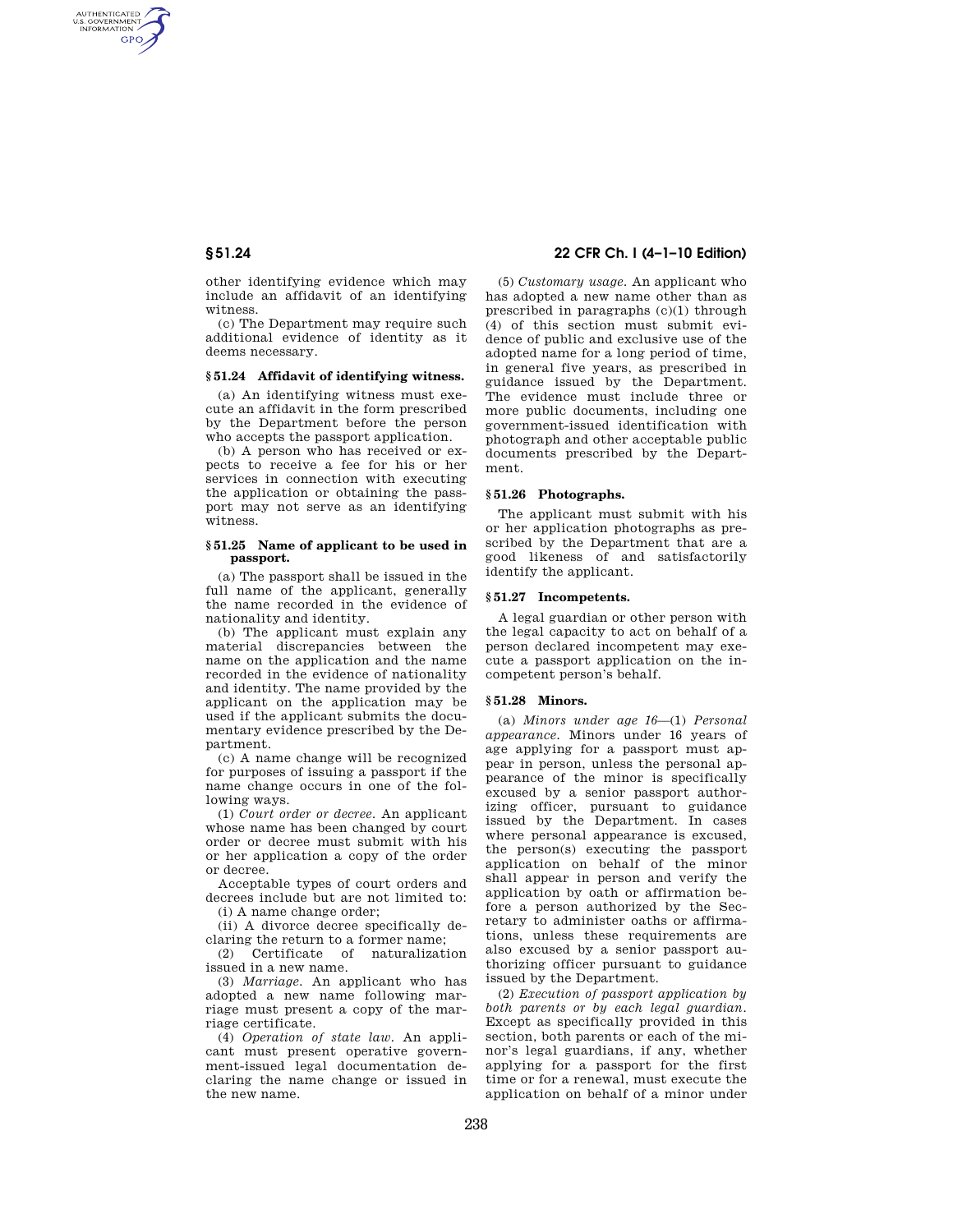other identifying evidence which may include an affidavit of an identifying witness.

(c) The Department may require such additional evidence of identity as it deems necessary.

### § 51.24 Affidavit of identifying witness.

(a) An identifying witness must execute an affidavit in the form prescribed by the Department before the person who accepts the passport application.

(b) A person who has received or expects to receive a fee for his or her services in connection with executing the application or obtaining the passport may not serve as an identifying witness.

### § 51.25 Name of applicant to be used in passport.

(a) The passport shall be issued in the full name of the applicant, generally the name recorded in the evidence of nationality and identity.

(b) The applicant must explain any material discrepancies between the name on the application and the name recorded in the evidence of nationality and identity. The name provided by the applicant on the application may be used if the applicant submits the documentary evidence prescribed by the Department.

(c) A name change will be recognized for purposes of issuing a passport if the name change occurs in one of the following ways.

(1) *Court order or decree.* An applicant whose name has been changed by court order or decree must submit with his or her application a copy of the order or decree.

Acceptable types of court orders and decrees include but are not limited to:

(i) A name change order;

(ii) A divorce decree specifically declaring the return to a former name;

(2) Certificate of naturalization issued in a new name.

(3) *Marriage.* An applicant who has adopted a new name following marriage must present a copy of the marriage certificate.

(4) *Operation of state law.* An applicant must present operative government-issued legal documentation declaring the name change or issued in the new name.

(5) *Customary usage.* An applicant who has adopted a new name other than as prescribed in paragraphs (c)(1) through (4) of this section must submit evidence of public and exclusive use of the adopted name for a long period of time, in general five years, as prescribed in guidance issued by the Department. The evidence must include three or more public documents, including one government-issued identification with photograph and other acceptable public documents prescribed by the Department.

### § 51.26 Photographs.

The applicant must submit with his or her application photographs as prescribed by the Department that are a good likeness of and satisfactorily identify the applicant.

### § 51.27 Incompetents.

A legal guardian or other person with the legal capacity to act on behalf of a person declared incompetent may execute a passport application on the incompetent person's behalf.

### § 51.28 Minors.

(a) *Minors under age 16*—(1) *Personal appearance.* Minors under 16 years of age applying for a passport must appear in person, unless the personal appearance of the minor is specifically excused by a senior passport authorizing officer, pursuant to guidance issued by the Department. In cases where personal appearance is excused, the person(s) executing the passport application on behalf of the minor shall appear in person and verify the application by oath or affirmation before a person authorized by the Secretary to administer oaths or affirmations, unless these requirements are also excused by a senior passport authorizing officer pursuant to guidance issued by the Department.

(2) *Execution of passport application by both parents or by each legal guardian.* Except as specifically provided in this section, both parents or each of the minor's legal guardians, if any, whether applying for a passport for the first time or for a renewal, must execute the application on behalf of a minor under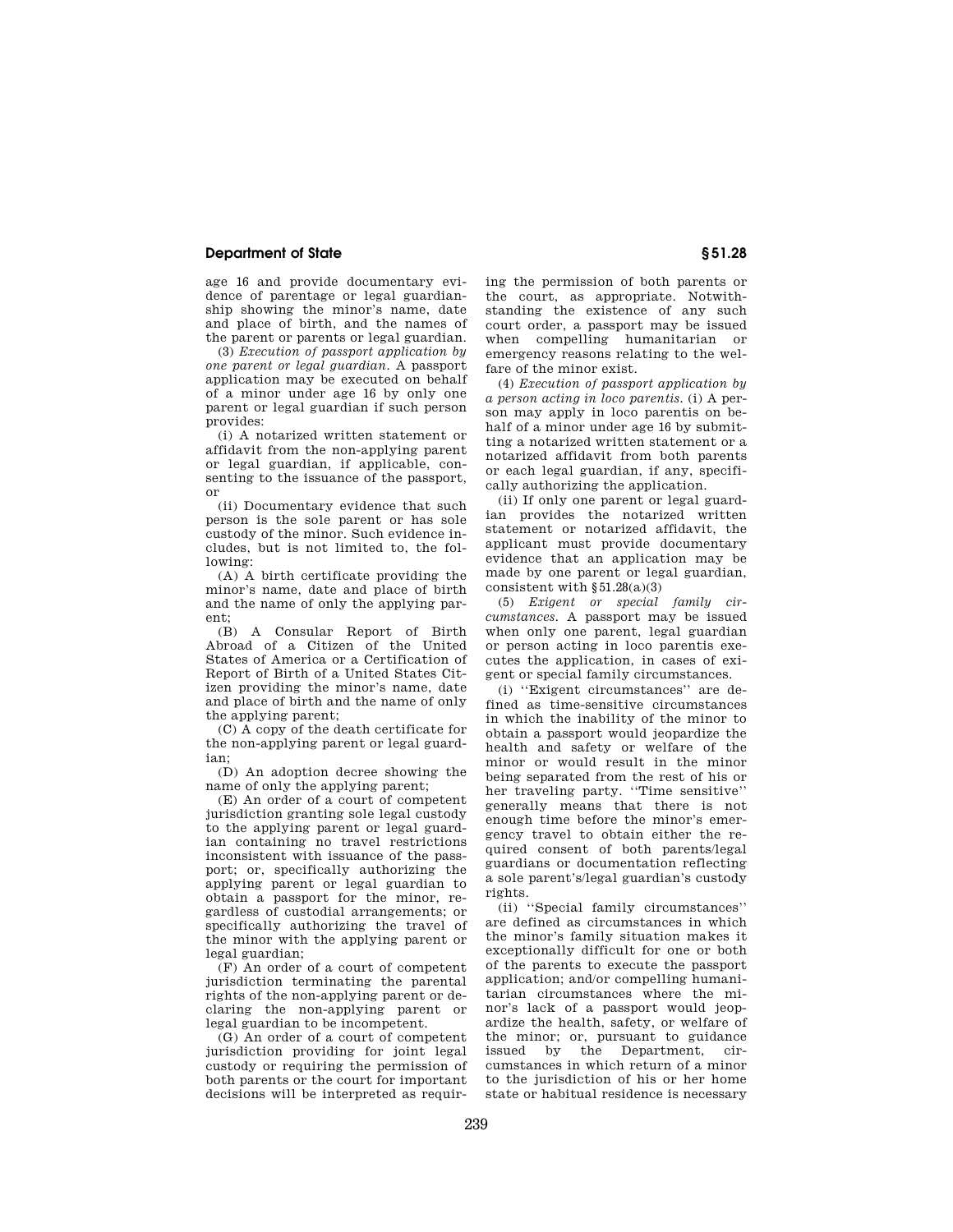age 16 and provide documentary evidence of parentage or legal guardianship showing the minor's name, date and place of birth, and the names of the parent or parents or legal guardian.

(3) *Execution of passport application by one parent or legal guardian.* A passport application may be executed on behalf of a minor under age 16 by only one parent or legal guardian if such person provides:

(i) A notarized written statement or affidavit from the non-applying parent or legal guardian, if applicable, consenting to the issuance of the passport, or

(ii) Documentary evidence that such person is the sole parent or has sole custody of the minor. Such evidence includes, but is not limited to, the following:

(A) A birth certificate providing the minor's name, date and place of birth and the name of only the applying parent;

(B) A Consular Report of Birth Abroad of a Citizen of the United States of America or a Certification of Report of Birth of a United States Citizen providing the minor's name, date and place of birth and the name of only the applying parent;

(C) A copy of the death certificate for the non-applying parent or legal guardian;

(D) An adoption decree showing the name of only the applying parent;

(E) An order of a court of competent jurisdiction granting sole legal custody to the applying parent or legal guardian containing no travel restrictions inconsistent with issuance of the passport; or, specifically authorizing the applying parent or legal guardian to obtain a passport for the minor, regardless of custodial arrangements; or specifically authorizing the travel of the minor with the applying parent or legal guardian;

(F) An order of a court of competent jurisdiction terminating the parental rights of the non-applying parent or declaring the non-applying parent or legal guardian to be incompetent.

(G) An order of a court of competent jurisdiction providing for joint legal custody or requiring the permission of both parents or the court for important decisions will be interpreted as requiring the permission of both parents or the court, as appropriate. Notwithstanding the existence of any such court order, a passport may be issued when compelling humanitarian or emergency reasons relating to the welfare of the minor exist.

(4) *Execution of passport application by a person acting in loco parentis.* (i) A person may apply in loco parentis on behalf of a minor under age 16 by submitting a notarized written statement or a notarized affidavit from both parents or each legal guardian, if any, specifically authorizing the application.

(ii) If only one parent or legal guardian provides the notarized written statement or notarized affidavit, the applicant must provide documentary evidence that an application may be made by one parent or legal guardian, consistent with §51.28(a)(3)

(5) *Exigent or special family circumstances.* A passport may be issued when only one parent, legal guardian or person acting in loco parentis executes the application, in cases of exigent or special family circumstances.

(i) "Exigent circumstances" are defined as time-sensitive circumstances in which the inability of the minor to obtain a passport would jeopardize the health and safety or welfare of the minor or would result in the minor being separated from the rest of his or her traveling party. "Time sensitive" generally means that there is not enough time before the minor's emergency travel to obtain either the required consent of both parents/legal guardians or documentation reflecting a sole parent's/legal guardian's custody rights.

(ii) "Special family circumstances" are defined as circumstances in which the minor's family situation makes it exceptionally difficult for one or both of the parents to execute the passport application; and/or compelling humanitarian circumstances where the minor's lack of a passport would jeopardize the health, safety, or welfare of the minor; or, pursuant to guidance issued by the Department, circumstances in which return of a minor to the jurisdiction of his or her home state or habitual residence is necessary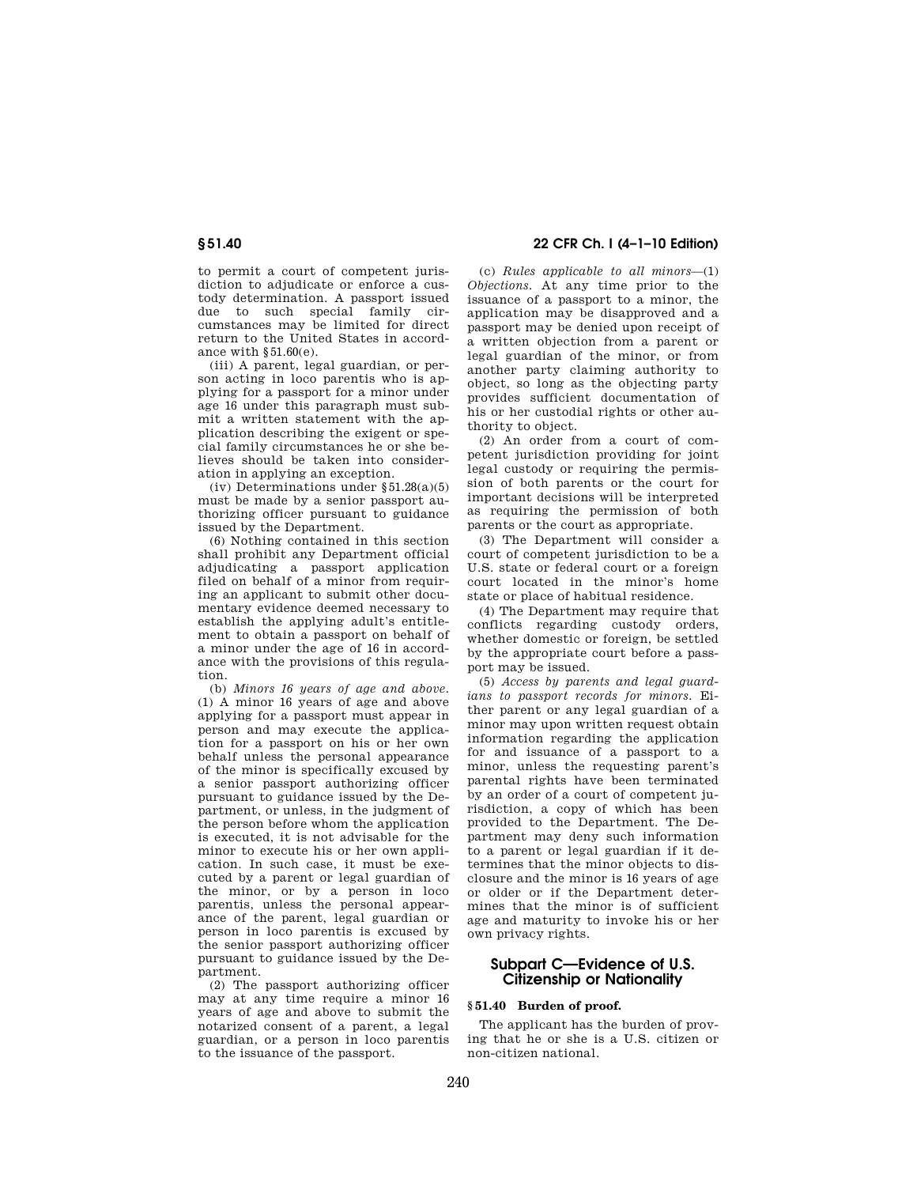to permit a court of competent jurisdiction to adjudicate or enforce a custody determination. A passport issued due to such special family circumstances may be limited for direct return to the United States in accordance with §51.60(e).

(iii) A parent, legal guardian, or person acting in loco parentis who is applying for a passport for a minor under age 16 under this paragraph must submit a written statement with the application describing the exigent or special family circumstances he or she believes should be taken into consideration in applying an exception.

(iv) Determinations under §51.28(a)(5) must be made by a senior passport authorizing officer pursuant to guidance issued by the Department.

(6) Nothing contained in this section shall prohibit any Department official adjudicating a passport application filed on behalf of a minor from requiring an applicant to submit other documentary evidence deemed necessary to establish the applying adult's entitlement to obtain a passport on behalf of a minor under the age of 16 in accordance with the provisions of this regulation.

(b) *Minors 16 years of age and above.* (1) A minor 16 years of age and above applying for a passport must appear in person and may execute the application for a passport on his or her own behalf unless the personal appearance of the minor is specifically excused by a senior passport authorizing officer pursuant to guidance issued by the Department, or unless, in the judgment of the person before whom the application is executed, it is not advisable for the minor to execute his or her own application. In such case, it must be executed by a parent or legal guardian of the minor, or by a person in loco parentis, unless the personal appearance of the parent, legal guardian or person in loco parentis is excused by the senior passport authorizing officer pursuant to guidance issued by the Department.

(2) The passport authorizing officer may at any time require a minor 16 years of age and above to submit the notarized consent of a parent, a legal guardian, or a person in loco parentis to the issuance of the passport.

(c) *Rules applicable to all minors*—(1) *Objections.* At any time prior to the issuance of a passport to a minor, the application may be disapproved and a passport may be denied upon receipt of a written objection from a parent or legal guardian of the minor, or from another party claiming authority to object, so long as the objecting party provides sufficient documentation of his or her custodial rights or other authority to object.

(2) An order from a court of competent jurisdiction providing for joint legal custody or requiring the permission of both parents or the court for important decisions will be interpreted as requiring the permission of both parents or the court as appropriate.

(3) The Department will consider a court of competent jurisdiction to be a U.S. state or federal court or a foreign court located in the minor's home state or place of habitual residence.

(4) The Department may require that conflicts regarding custody orders, whether domestic or foreign, be settled by the appropriate court before a passport may be issued.

(5) *Access by parents and legal guardians to passport records for minors.* Either parent or any legal guardian of a minor may upon written request obtain information regarding the application for and issuance of a passport to a minor, unless the requesting parent's parental rights have been terminated by an order of a court of competent jurisdiction, a copy of which has been provided to the Department. The Department may deny such information to a parent or legal guardian if it determines that the minor objects to disclosure and the minor is 16 years of age or older or if the Department determines that the minor is of sufficient age and maturity to invoke his or her own privacy rights.

## Subpart C—Evidence of U.S. Citizenship or Nationality

### §51.40 Burden of proof.

The applicant has the burden of proving that he or she is a U.S. citizen or non-citizen national.